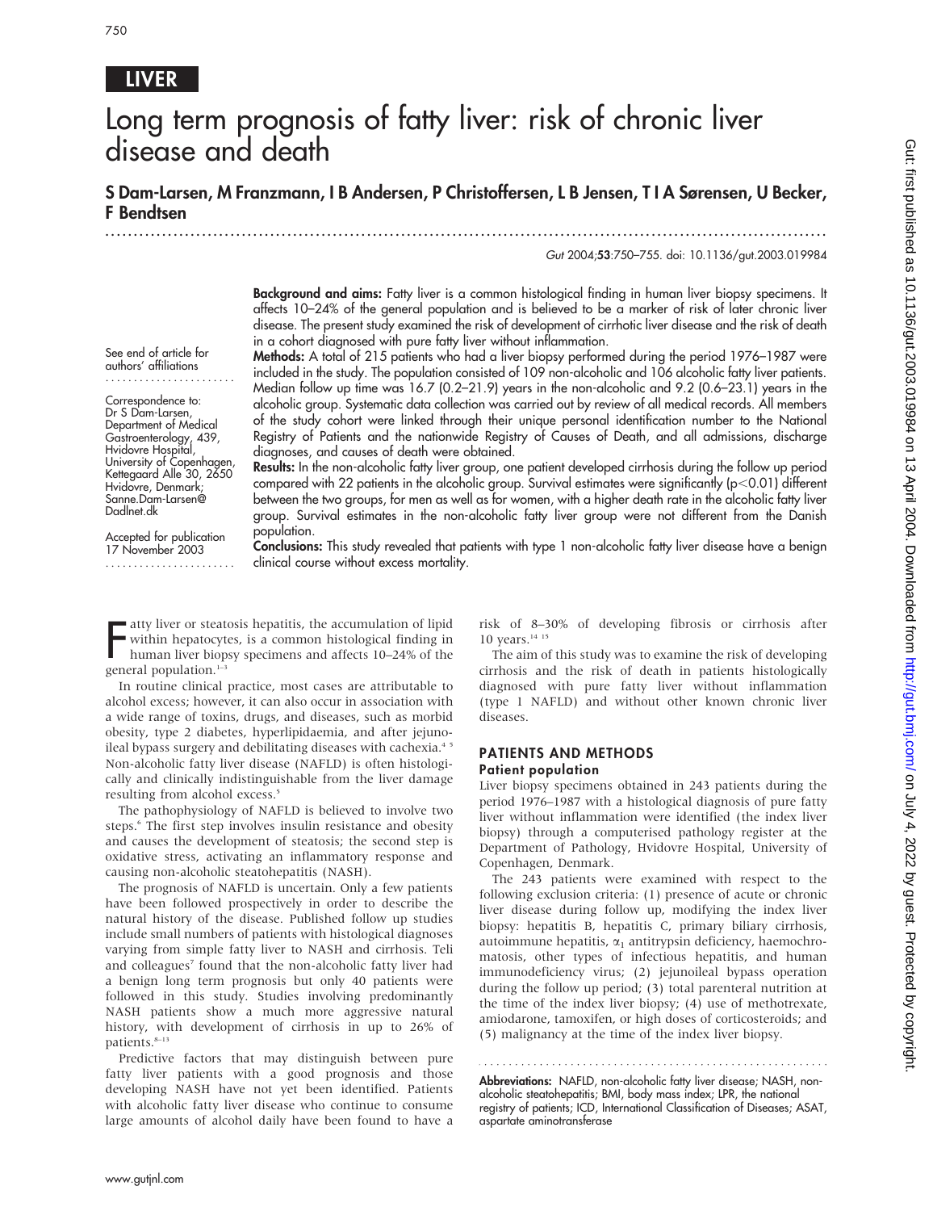LIVER

# Long term prognosis of fatty liver: risk of chronic liver disease and death

**S Dam-Larsen, M Franzmann, I B Andersen, P Christoffersen, L B Jensen, T I A Sørensen, U Becker, F Bendtsen**

*Gut* 2004;**53**:750–755. doi: 10.1136/gut.2003.019984

See end of article for authors' affiliations

Correspondence to: Dr S Dam-Larsen, Department of Medical Gastroenterology, 439, Hvidovre Hospital, University of Copenhagen, Kettegaard Alle 30, 2650 Hvidovre, Denmark; Sanne.Dam-Larsen@Dadlnet.dk

Accepted for publication 17 November 2003

**Background and aims:** Fatty liver is a common histological finding in human liver biopsy specimens. It affects 10–24% of the general population and is believed to be a marker of risk of later chronic liver disease. The present study examined the risk of development of cirrhotic liver disease and the risk of death in a cohort diagnosed with pure fatty liver without inflammation.

**Methods:** A total of 215 patients who had a liver biopsy performed during the period 1976–1987 were included in the study. The population consisted of 109 non-alcoholic and 106 alcoholic fatty liver patients. Median follow up time was 16.7 (0.2–21.9) years in the non-alcoholic and 9.2 (0.6–23.1) years in the alcoholic group. Systematic data collection was carried out by review of all medical records. All members of the study cohort were linked through their unique personal identification number to the National Registry of Patients and the nationwide Registry of Causes of Death, and all admissions, discharge diagnoses, and causes of death were obtained.

**Results:** In the non-alcoholic fatty liver group, one patient developed cirrhosis during the follow up period compared with 22 patients in the alcoholic group. Survival estimates were significantly ($p<0.01$) different between the two groups, for men as well as for women, with a higher death rate in the alcoholic fatty liver group. Survival estimates in the non-alcoholic fatty liver group were not different from the Danish population.

**Conclusions:** This study revealed that patients with type 1 non-alcoholic fatty liver disease have a benign clinical course without excess mortality.

Fatty liver or steatosis hepatitis, the accumulation of lipid within hepatocytes, is a common histological finding in human liver biopsy specimens and affects 10–24% of the general population.[1–3]

In routine clinical practice, most cases are attributable to alcohol excess; however, it can also occur in association with a wide range of toxins, drugs, and diseases, such as morbid obesity, type 2 diabetes, hyperlipidaemia, and after jejunoileal bypass surgery and debilitating diseases with cachexia.[4 5] Non-alcoholic fatty liver disease (NAFLD) is often histologically and clinically indistinguishable from the liver damage resulting from alcohol excess.[5]

The pathophysiology of NAFLD is believed to involve two steps.[6] The first step involves insulin resistance and obesity and causes the development of steatosis; the second step is oxidative stress, activating an inflammatory response and causing non-alcoholic steatohepatitis (NASH).

The prognosis of NAFLD is uncertain. Only a few patients have been followed prospectively in order to describe the natural history of the disease. Published follow up studies include small numbers of patients with histological diagnoses varying from simple fatty liver to NASH and cirrhosis. Teli and colleagues[7] found that the non-alcoholic fatty liver had a benign long term prognosis but only 40 patients were followed in this study. Studies involving predominantly NASH patients show a much more aggressive natural history, with development of cirrhosis in up to 26% of patients.[8–13]

Predictive factors that may distinguish between pure fatty liver patients with a good prognosis and those developing NASH have not yet been identified. Patients with alcoholic fatty liver disease who continue to consume large amounts of alcohol daily have been found to have a risk of 8–30% of developing fibrosis or cirrhosis after 10 years.[14 15]

The aim of this study was to examine the risk of developing cirrhosis and the risk of death in patients histologically diagnosed with pure fatty liver without inflammation (type 1 NAFLD) and without other known chronic liver diseases.

## PATIENTS AND METHODS

### Patient population

Liver biopsy specimens obtained in 243 patients during the period 1976–1987 with a histological diagnosis of pure fatty liver without inflammation were identified (the index liver biopsy) through a computerised pathology register at the Department of Pathology, Hvidovre Hospital, University of Copenhagen, Denmark.

The 243 patients were examined with respect to the following exclusion criteria: (1) presence of acute or chronic liver disease during follow up, modifying the index liver biopsy: hepatitis B, hepatitis C, primary biliary cirrhosis, autoimmune hepatitis, $\alpha_1$ antitrypsin deficiency, haemochromatosis, other types of infectious hepatitis, and human immunodeficiency virus; (2) jejunoileal bypass operation during the follow up period; (3) total parenteral nutrition at the time of the index liver biopsy; (4) use of methotrexate, amiodarone, tamoxifen, or high doses of corticosteroids; and (5) malignancy at the time of the index liver biopsy.

**Abbreviations:** NAFLD, non-alcoholic fatty liver disease; NASH, non-alcoholic steatohepatitis; BMI, body mass index; LPR, the national registry of patients; ICD, International Classification of Diseases; ASAT, aspartate aminotransferase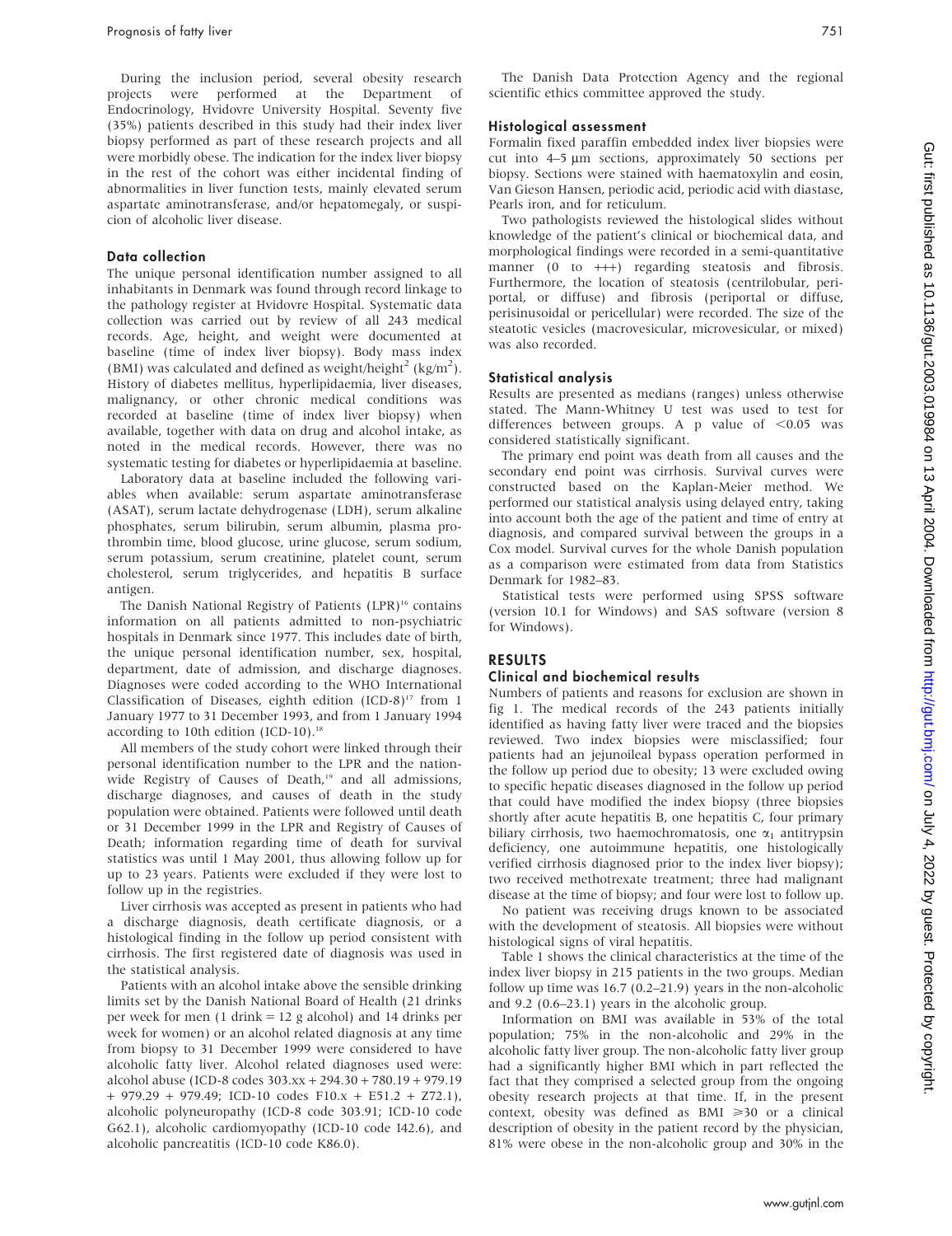During the inclusion period, several obesity research projects were performed at the Department of Endocrinology, Hvidovre University Hospital. Seventy five (35%) patients described in this study had their index liver biopsy performed as part of these research projects and all were morbidly obese. The indication for the index liver biopsy in the rest of the cohort was either incidental finding of abnormalities in liver function tests, mainly elevated serum aspartate aminotransferase, and/or hepatomegaly, or suspicion of alcoholic liver disease.

## Data collection

The unique personal identification number assigned to all inhabitants in Denmark was found through record linkage to the pathology register at Hvidovre Hospital. Systematic data collection was carried out by review of all 243 medical records. Age, height, and weight were documented at baseline (time of index liver biopsy). Body mass index (BMI) was calculated and defined as weight/height$^2$ (kg/m$^2$). History of diabetes mellitus, hyperlipidaemia, liver diseases, malignancy, or other chronic medical conditions was recorded at baseline (time of index liver biopsy) when available, together with data on drug and alcohol intake, as noted in the medical records. However, there was no systematic testing for diabetes or hyperlipidaemia at baseline.

Laboratory data at baseline included the following variables when available: serum aspartate aminotransferase (ASAT), serum lactate dehydrogenase (LDH), serum alkaline phosphates, serum bilirubin, serum albumin, plasma prothrombin time, blood glucose, urine glucose, serum sodium, serum potassium, serum creatinine, platelet count, serum cholesterol, serum triglycerides, and hepatitis B surface antigen.

The Danish National Registry of Patients (LPR)[16] contains information on all patients admitted to non-psychiatric hospitals in Denmark since 1977. This includes date of birth, the unique personal identification number, sex, hospital, department, date of admission, and discharge diagnoses. Diagnoses were coded according to the WHO International Classification of Diseases, eighth edition (ICD-8)[17] from 1 January 1977 to 31 December 1993, and from 1 January 1994 according to 10th edition (ICD-10).[18]

All members of the study cohort were linked through their personal identification number to the LPR and the nationwide Registry of Causes of Death,[19] and all admissions, discharge diagnoses, and causes of death in the study population were obtained. Patients were followed until death or 31 December 1999 in the LPR and Registry of Causes of Death; information regarding time of death for survival statistics was until 1 May 2001, thus allowing follow up for up to 23 years. Patients were excluded if they were lost to follow up in the registries.

Liver cirrhosis was accepted as present in patients who had a discharge diagnosis, death certificate diagnosis, or a histological finding in the follow up period consistent with cirrhosis. The first registered date of diagnosis was used in the statistical analysis.

Patients with an alcohol intake above the sensible drinking limits set by the Danish National Board of Health (21 drinks per week for men (1 drink = 12 g alcohol) and 14 drinks per week for women) or an alcohol related diagnosis at any time from biopsy to 31 December 1999 were considered to have alcoholic fatty liver. Alcohol related diagnoses used were: alcohol abuse (ICD-8 codes 303.xx + 294.30 + 780.19 + 979.19 + 979.29 + 979.49; ICD-10 codes F10.x + E51.2 + Z72.1), alcoholic polyneuropathy (ICD-8 code 303.91; ICD-10 code G62.1), alcoholic cardiomyopathy (ICD-10 code I42.6), and alcoholic pancreatitis (ICD-10 code K86.0).

The Danish Data Protection Agency and the regional scientific ethics committee approved the study.

## Histological assessment

Formalin fixed paraffin embedded index liver biopsies were cut into 4–5 µm sections, approximately 50 sections per biopsy. Sections were stained with haematoxylin and eosin, Van Gieson Hansen, periodic acid, periodic acid with diastase, Pearls iron, and for reticulum.

Two pathologists reviewed the histological slides without knowledge of the patient's clinical or biochemical data, and morphological findings were recorded in a semi-quantitative manner (0 to +++) regarding steatosis and fibrosis. Furthermore, the location of steatosis (centrilobular, periportal, or diffuse) and fibrosis (periportal or diffuse, perisinusoidal or pericellular) were recorded. The size of the steatotic vesicles (macrovesicular, microvesicular, or mixed) was also recorded.

## Statistical analysis

Results are presented as medians (ranges) unless otherwise stated. The Mann-Whitney U test was used to test for differences between groups. A p value of $<0.05$ was considered statistically significant.

The primary end point was death from all causes and the secondary end point was cirrhosis. Survival curves were constructed based on the Kaplan-Meier method. We performed our statistical analysis using delayed entry, taking into account both the age of the patient and time of entry at diagnosis, and compared survival between the groups in a Cox model. Survival curves for the whole Danish population as a comparison were estimated from data from Statistics Denmark for 1982–83.

Statistical tests were performed using SPSS software (version 10.1 for Windows) and SAS software (version 8 for Windows).

# RESULTS

## Clinical and biochemical results

Numbers of patients and reasons for exclusion are shown in fig 1. The medical records of the 243 patients initially identified as having fatty liver were traced and the biopsies reviewed. Two index biopsies were misclassified; four patients had an jejunoileal bypass operation performed in the follow up period due to obesity; 13 were excluded owing to specific hepatic diseases diagnosed in the follow up period that could have modified the index biopsy (three biopsies shortly after acute hepatitis B, one hepatitis C, four primary biliary cirrhosis, two haemochromatosis, one $\alpha_1$ antitrypsin deficiency, one autoimmune hepatitis, one histologically verified cirrhosis diagnosed prior to the index liver biopsy); two received methotrexate treatment; three had malignant disease at the time of biopsy; and four were lost to follow up.

No patient was receiving drugs known to be associated with the development of steatosis. All biopsies were without histological signs of viral hepatitis.

Table 1 shows the clinical characteristics at the time of the index liver biopsy in 215 patients in the two groups. Median follow up time was 16.7 (0.2–21.9) years in the non-alcoholic and 9.2 (0.6–23.1) years in the alcoholic group.

Information on BMI was available in 53% of the total population; 75% in the non-alcoholic and 29% in the alcoholic fatty liver group. The non-alcoholic fatty liver group had a significantly higher BMI which in part reflected the fact that they comprised a selected group from the ongoing obesity research projects at that time. If, in the present context, obesity was defined as BMI $\geqslant$30 or a clinical description of obesity in the patient record by the physician, 81% were obese in the non-alcoholic group and 30% in the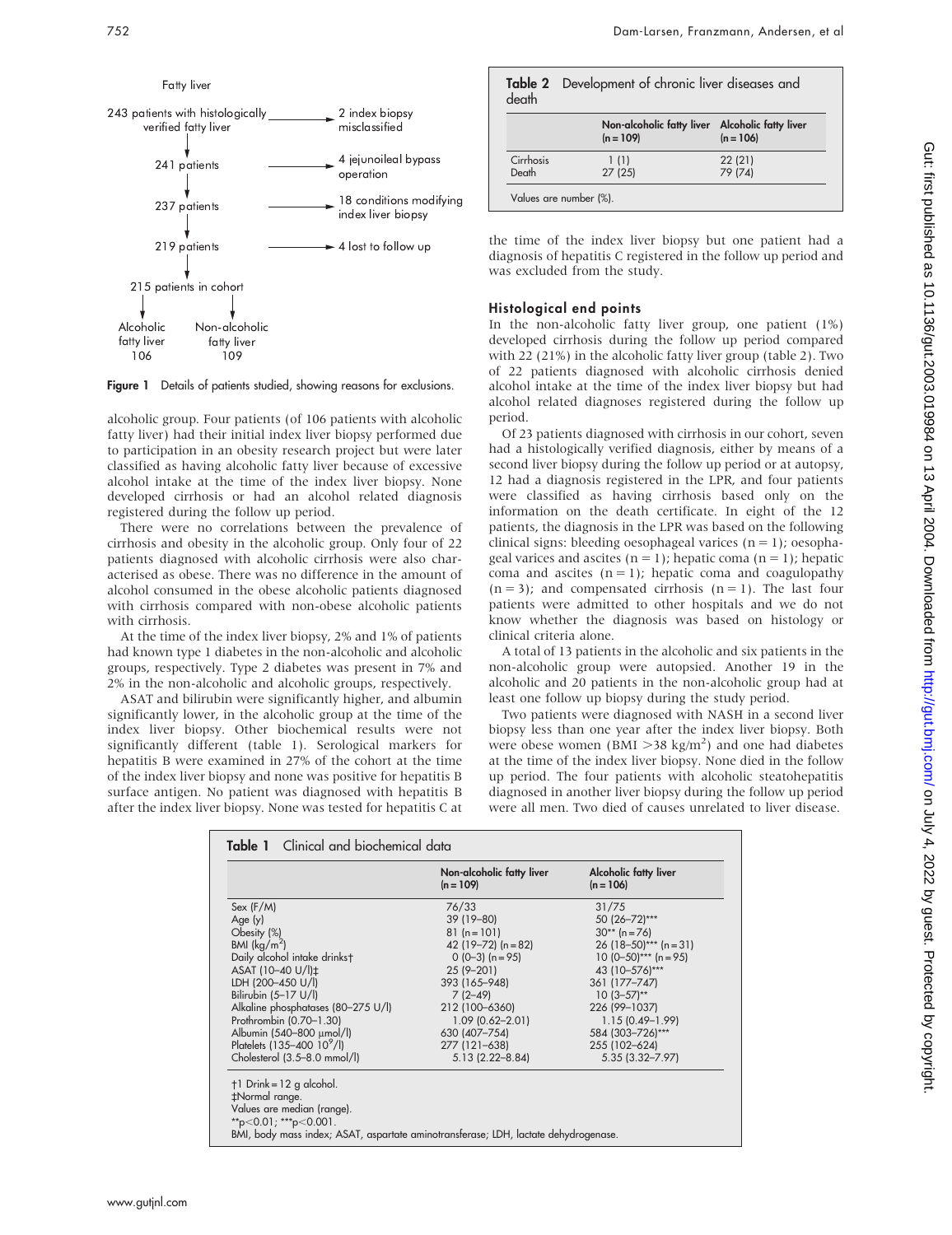Fatty liver

243 patients with histologically verified fatty liver → 2 index biopsy misclassified

241 patients → 4 jejunoileal bypass operation

237 patients → 18 conditions modifying index liver biopsy

219 patients → 4 lost to follow up

215 patients in cohort

Alcoholic fatty liver 106 | Non-alcoholic fatty liver 109

**Figure 1** Details of patients studied, showing reasons for exclusions.

alcoholic group. Four patients (of 106 patients with alcoholic fatty liver) had their initial index liver biopsy performed due to participation in an obesity research project but were later classified as having alcoholic fatty liver because of excessive alcohol intake at the time of the index liver biopsy. None developed cirrhosis or had an alcohol related diagnosis registered during the follow up period.

There were no correlations between the prevalence of cirrhosis and obesity in the alcoholic group. Only four of 22 patients diagnosed with alcoholic cirrhosis were also characterised as obese. There was no difference in the amount of alcohol consumed in the obese alcoholic patients diagnosed with cirrhosis compared with non-obese alcoholic patients with cirrhosis.

At the time of the index liver biopsy, 2% and 1% of patients had known type 1 diabetes in the non-alcoholic and alcoholic groups, respectively. Type 2 diabetes was present in 7% and 2% in the non-alcoholic and alcoholic groups, respectively.

ASAT and bilirubin were significantly higher, and albumin significantly lower, in the alcoholic group at the time of the index liver biopsy. Other biochemical results were not significantly different (table 1). Serological markers for hepatitis B were examined in 27% of the cohort at the time of the index liver biopsy and none was positive for hepatitis B surface antigen. No patient was diagnosed with hepatitis B after the index liver biopsy. None was tested for hepatitis C at the time of the index liver biopsy but one patient had a diagnosis of hepatitis C registered in the follow up period and was excluded from the study.

**Table 2** Development of chronic liver diseases and death

| | Non-alcoholic fatty liver (n = 109) | Alcoholic fatty liver (n = 106) |
|---|---|---|
| Cirrhosis | 1 (1) | 22 (21) |
| Death | 27 (25) | 79 (74) |

Values are number (%).

## Histological end points

In the non-alcoholic fatty liver group, one patient (1%) developed cirrhosis during the follow up period compared with 22 (21%) in the alcoholic fatty liver group (table 2). Two of 22 patients diagnosed with alcoholic cirrhosis denied alcohol intake at the time of the index liver biopsy but had alcohol related diagnoses registered during the follow up period.

Of 23 patients diagnosed with cirrhosis in our cohort, seven had a histologically verified diagnosis, either by means of a second liver biopsy during the follow up period or at autopsy, 12 had a diagnosis registered in the LPR, and four patients were classified as having cirrhosis based only on the information on the death certificate. In eight of the 12 patients, the diagnosis in the LPR was based on the following clinical signs: bleeding oesophageal varices (n = 1); oesophageal varices and ascites (n = 1); hepatic coma (n = 1); hepatic coma and ascites (n = 1); hepatic coma and coagulopathy (n = 3); and compensated cirrhosis (n = 1). The last four patients were admitted to other hospitals and we do not know whether the diagnosis was based on histology or clinical criteria alone.

A total of 13 patients in the alcoholic and six patients in the non-alcoholic group were autopsied. Another 19 in the alcoholic and 20 patients in the non-alcoholic group had at least one follow up biopsy during the study period.

Two patients were diagnosed with NASH in a second liver biopsy less than one year after the index liver biopsy. Both were obese women (BMI >38 kg/m$^2$) and one had diabetes at the time of the index liver biopsy. None died in the follow up period. The four patients with alcoholic steatohepatitis diagnosed in another liver biopsy during the follow up period were all men. Two died of causes unrelated to liver disease.

**Table 1** Clinical and biochemical data

| | Non-alcoholic fatty liver (n = 109) | Alcoholic fatty liver (n = 106) |
|---|---|---|
| Sex (F/M) | 76/33 | 31/75 |
| Age (y) | 39 (19–80) | 50 (26–72)*** |
| Obesity (%) | 81 (n = 101) | 30** (n = 76) |
| BMI (kg/m$^2$) | 42 (19–72) (n = 82) | 26 (18–50)*** (n = 31) |
| Daily alcohol intake drinks† | 0 (0–3) (n = 95) | 10 (0–50)*** (n = 95) |
| ASAT (10–40 U/l)‡ | 25 (9–201) | 43 (10–576)*** |
| LDH (200–450 U/l) | 393 (165–948) | 361 (177–747) |
| Bilirubin (5–17 U/l) | 7 (2–49) | 10 (3–57)** |
| Alkaline phosphatases (80–275 U/l) | 212 (100–6360) | 226 (99–1037) |
| Prothrombin (0.70–1.30) | 1.09 (0.62–2.01) | 1.15 (0.49–1.99) |
| Albumin (540–800 µmol/l) | 630 (407–754) | 584 (303–726)*** |
| Platelets (135–400 10$^9$/l) | 277 (121–638) | 255 (102–624) |
| Cholesterol (3.5–8.0 mmol/l) | 5.13 (2.22–8.84) | 5.35 (3.32–7.97) |

†1 Drink = 12 g alcohol.
‡Normal range.
Values are median (range).
**$p<0.01$; ***$p<0.001$.
BMI, body mass index; ASAT, aspartate aminotransferase; LDH, lactate dehydrogenase.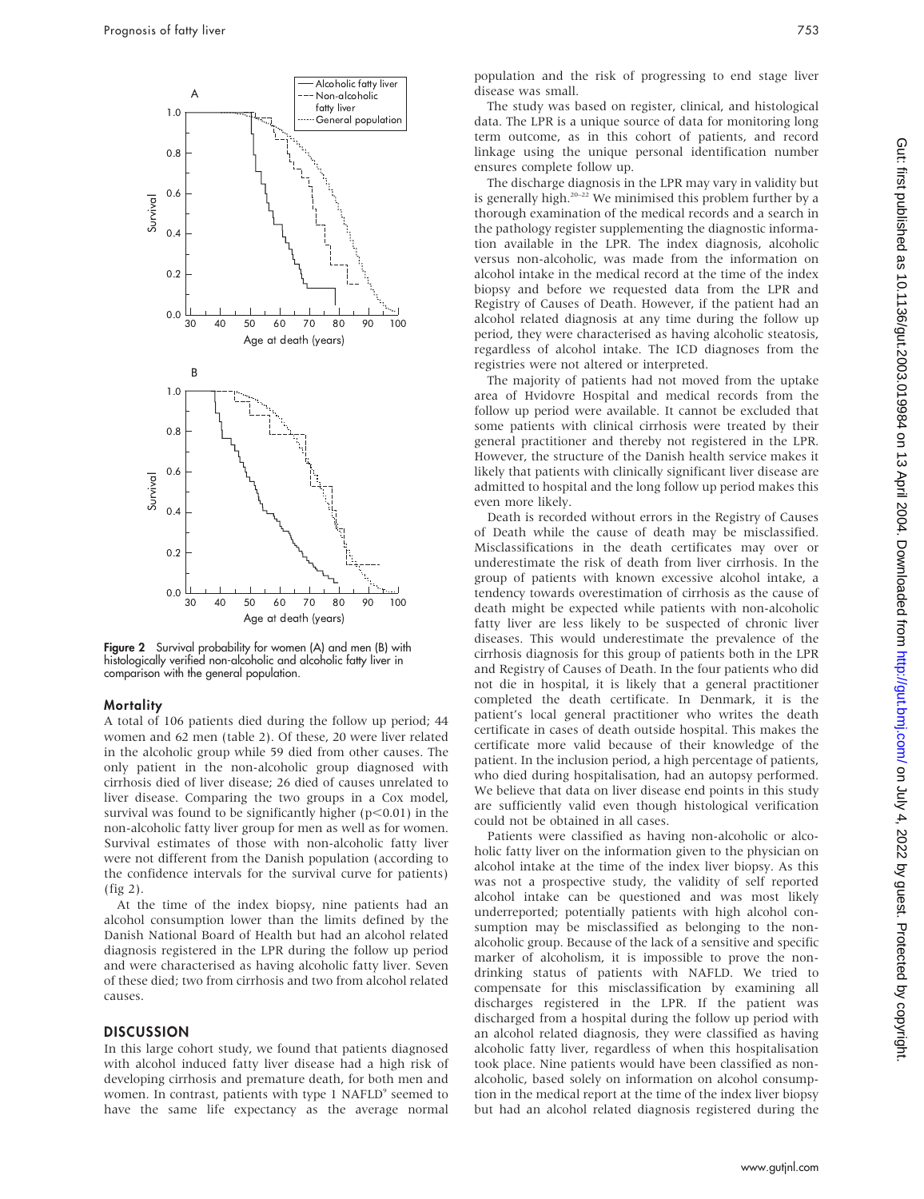Figure 2 Survival probability for women (A) and men (B) with histologically verified non-alcoholic and alcoholic fatty liver in comparison with the general population.

### Mortality

A total of 106 patients died during the follow up period; 44 women and 62 men (table 2). Of these, 20 were liver related in the alcoholic group while 59 died from other causes. The only patient in the non-alcoholic group diagnosed with cirrhosis died of liver disease; 26 died of causes unrelated to liver disease. Comparing the two groups in a Cox model, survival was found to be significantly higher ($p<0.01$) in the non-alcoholic fatty liver group for men as well as for women. Survival estimates of those with non-alcoholic fatty liver were not different from the Danish population (according to the confidence intervals for the survival curve for patients) (fig 2).

At the time of the index biopsy, nine patients had an alcohol consumption lower than the limits defined by the Danish National Board of Health but had an alcohol related diagnosis registered in the LPR during the follow up period and were characterised as having alcoholic fatty liver. Seven of these died; two from cirrhosis and two from alcohol related causes.

## DISCUSSION

In this large cohort study, we found that patients diagnosed with alcohol induced fatty liver disease had a high risk of developing cirrhosis and premature death, for both men and women. In contrast, patients with type 1 NAFLD[9] seemed to have the same life expectancy as the average normal population and the risk of progressing to end stage liver disease was small.

The study was based on register, clinical, and histological data. The LPR is a unique source of data for monitoring long term outcome, as in this cohort of patients, and record linkage using the unique personal identification number ensures complete follow up.

The discharge diagnosis in the LPR may vary in validity but is generally high.[20–22] We minimised this problem further by a thorough examination of the medical records and a search in the pathology register supplementing the diagnostic information available in the LPR. The index diagnosis, alcoholic versus non-alcoholic, was made from the information on alcohol intake in the medical record at the time of the index biopsy and before we requested data from the LPR and Registry of Causes of Death. However, if the patient had an alcohol related diagnosis at any time during the follow up period, they were characterised as having alcoholic steatosis, regardless of alcohol intake. The ICD diagnoses from the registries were not altered or interpreted.

The majority of patients had not moved from the uptake area of Hvidovre Hospital and medical records from the follow up period were available. It cannot be excluded that some patients with clinical cirrhosis were treated by their general practitioner and thereby not registered in the LPR. However, the structure of the Danish health service makes it likely that patients with clinically significant liver disease are admitted to hospital and the long follow up period makes this even more likely.

Death is recorded without errors in the Registry of Causes of Death while the cause of death may be misclassified. Misclassifications in the death certificates may over or underestimate the risk of death from liver cirrhosis. In the group of patients with known excessive alcohol intake, a tendency towards overestimation of cirrhosis as the cause of death might be expected while patients with non-alcoholic fatty liver are less likely to be suspected of chronic liver diseases. This would underestimate the prevalence of the cirrhosis diagnosis for this group of patients both in the LPR and Registry of Causes of Death. In the four patients who did not die in hospital, it is likely that a general practitioner completed the death certificate. In Denmark, it is the patient's local general practitioner who writes the death certificate in cases of death outside hospital. This makes the certificate more valid because of their knowledge of the patient. In the inclusion period, a high percentage of patients, who died during hospitalisation, had an autopsy performed. We believe that data on liver disease end points in this study are sufficiently valid even though histological verification could not be obtained in all cases.

Patients were classified as having non-alcoholic or alcoholic fatty liver on the information given to the physician on alcohol intake at the time of the index liver biopsy. As this was not a prospective study, the validity of self reported alcohol intake can be questioned and was most likely underreported; potentially patients with high alcohol consumption may be misclassified as belonging to the non-alcoholic group. Because of the lack of a sensitive and specific marker of alcoholism, it is impossible to prove the non-drinking status of patients with NAFLD. We tried to compensate for this misclassification by examining all discharges registered in the LPR. If the patient was discharged from a hospital during the follow up period with an alcohol related diagnosis, they were classified as having alcoholic fatty liver, regardless of when this hospitalisation took place. Nine patients would have been classified as non-alcoholic, based solely on information on alcohol consumption in the medical report at the time of the index liver biopsy but had an alcohol related diagnosis registered during the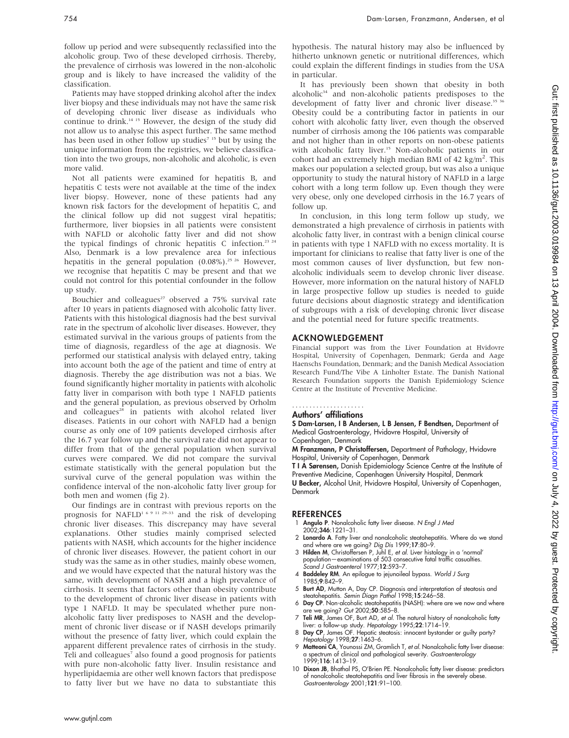follow up period and were subsequently reclassified into the alcoholic group. Two of these developed cirrhosis. Thereby, the prevalence of cirrhosis was lowered in the non-alcoholic group and is likely to have increased the validity of the classification.

Patients may have stopped drinking alcohol after the index liver biopsy and these individuals may not have the same risk of developing chronic liver disease as individuals who continue to drink.[14 15] However, the design of the study did not allow us to analyse this aspect further. The same method has been used in other follow up studies[7 15] but by using the unique information from the registries, we believe classification into the two groups, non-alcoholic and alcoholic, is even more valid.

Not all patients were examined for hepatitis B, and hepatitis C tests were not available at the time of the index liver biopsy. However, none of these patients had any known risk factors for the development of hepatitis C, and the clinical follow up did not suggest viral hepatitis; furthermore, liver biopsies in all patients were consistent with NAFLD or alcoholic fatty liver and did not show the typical findings of chronic hepatitis C infection.[23 24] Also, Denmark is a low prevalence area for infectious hepatitis in the general population (0.08%).[25 26] However, we recognise that hepatitis C may be present and that we could not control for this potential confounder in the follow up study.

Bouchier and colleagues[27] observed a 75% survival rate after 10 years in patients diagnosed with alcoholic fatty liver. Patients with this histological diagnosis had the best survival rate in the spectrum of alcoholic liver diseases. However, they estimated survival in the various groups of patients from the time of diagnosis, regardless of the age at diagnosis. We performed our statistical analysis with delayed entry, taking into account both the age of the patient and time of entry at diagnosis. Thereby the age distribution was not a bias. We found significantly higher mortality in patients with alcoholic fatty liver in comparison with both type 1 NAFLD patients and the general population, as previous observed by Orholm and colleagues[28] in patients with alcohol related liver diseases. Patients in our cohort with NAFLD had a benign course as only one of 109 patients developed cirrhosis after the 16.7 year follow up and the survival rate did not appear to differ from that of the general population when survival curves were compared. We did not compare the survival estimate statistically with the general population but the survival curve of the general population was within the confidence interval of the non-alcoholic fatty liver group for both men and women (fig 2).

Our findings are in contrast with previous reports on the prognosis for NAFLD[1 6 9 11 29–33] and the risk of developing chronic liver diseases. This discrepancy may have several explanations. Other studies mainly comprised selected patients with NASH, which accounts for the higher incidence of chronic liver diseases. However, the patient cohort in our study was the same as in other studies, mainly obese women, and we would have expected that the natural history was the same, with development of NASH and a high prevalence of cirrhosis. It seems that factors other than obesity contribute to the development of chronic liver disease in patients with type 1 NAFLD. It may be speculated whether pure non-alcoholic fatty liver predisposes to NASH and the development of chronic liver disease or if NASH develops primarily without the presence of fatty liver, which could explain the apparent different prevalence rates of cirrhosis in the study. Teli and colleagues[7] also found a good prognosis for patients with pure non-alcoholic fatty liver. Insulin resistance and hyperlipidaemia are other well known factors that predispose to fatty liver but we have no data to substantiate this hypothesis. The natural history may also be influenced by hitherto unknown genetic or nutritional differences, which could explain the different findings in studies from the USA in particular.

It has previously been shown that obesity in both alcoholic[34] and non-alcoholic patients predisposes to the development of fatty liver and chronic liver disease.[35 36] Obesity could be a contributing factor in patients in our cohort with alcoholic fatty liver, even though the observed number of cirrhosis among the 106 patients was comparable and not higher than in other reports on non-obese patients with alcoholic fatty liver.[15] Non-alcoholic patients in our cohort had an extremely high median BMI of 42 kg/m$^2$. This makes our population a selected group, but was also a unique opportunity to study the natural history of NAFLD in a large cohort with a long term follow up. Even though they were very obese, only one developed cirrhosis in the 16.7 years of follow up.

In conclusion, in this long term follow up study, we demonstrated a high prevalence of cirrhosis in patients with alcoholic fatty liver, in contrast with a benign clinical course in patients with type 1 NAFLD with no excess mortality. It is important for clinicians to realise that fatty liver is one of the most common causes of liver dysfunction, but few non-alcoholic individuals seem to develop chronic liver disease. However, more information on the natural history of NAFLD in large prospective follow up studies is needed to guide future decisions about diagnostic strategy and identification of subgroups with a risk of developing chronic liver disease and the potential need for future specific treatments.

## ACKNOWLEDGEMENT

Financial support was from the Liver Foundation at Hvidovre Hospital, University of Copenhagen, Denmark; Gerda and Aage Haenschs Foundation, Denmark; and the Danish Medical Association Research Fund/The Vibe A Linholter Estate. The Danish National Research Foundation supports the Danish Epidemiology Science Centre at the Institute of Preventive Medicine.

## Authors' affiliations

**S Dam-Larsen, I B Andersen, L B Jensen, F Bendtsen,** Department of Medical Gastroenterology, Hvidovre Hospital, University of Copenhagen, Denmark
**M Franzmann, P Christoffersen,** Department of Pathology, Hvidovre Hospital, University of Copenhagen, Denmark
**T I A Sørensen,** Danish Epidemiology Science Centre at the Institute of Preventive Medicine, Copenhagen University Hospital, Denmark
**U Becker,** Alcohol Unit, Hvidovre Hospital, University of Copenhagen, Denmark

## REFERENCES

1. **Angulo P**. Nonalcoholic fatty liver disease. *N Engl J Med* 2002;**346**:1221–31.
2. **Lonardo A**. Fatty liver and nonalcoholic steatohepatitis. Where do we stand and where are we going? *Dig Dis* 1999;**17**:80–9.
3. **Hilden M**, Christoffersen P, Juhl E, *et al*. Liver histology in a 'normal' population—examinations of 503 consecutive fatal traffic casualties. *Scand J Gastroenterol* 1977;**12**:593–7.
4. **Baddeley RM**. An epilogue to jejunoileal bypass. *World J Surg* 1985;**9**:842–9.
5. **Burt AD**, Mutton A, Day CP. Diagnosis and interpretation of steatosis and steatohepatitis. *Semin Diagn Pathol* 1998;**15**:246–58.
6. **Day CP**. Non-alcoholic steatohepatitis (NASH): where are we now and where are we going? *Gut* 2002;**50**:585–8.
7. **Teli MR**, James OF, Burt AD, *et al*. The natural history of nonalcoholic fatty liver: a follow-up study. *Hepatology* 1995;**22**:1714–19.
8. **Day CP**, James OF. Hepatic steatosis: innocent bystander or guilty party? *Hepatology* 1998;**27**:1463–6.
9. **Matteoni CA**, Younossi ZM, Gramlich T, *et al*. Nonalcoholic fatty liver disease: a spectrum of clinical and pathological severity. *Gastroenterology* 1999;**116**:1413–19.
10. **Dixon JB**, Bhathal PS, O'Brien PE. Nonalcoholic fatty liver disease: predictors of nonalcoholic steatohepatitis and liver fibrosis in the severely obese. *Gastroenterology* 2001;**121**:91–100.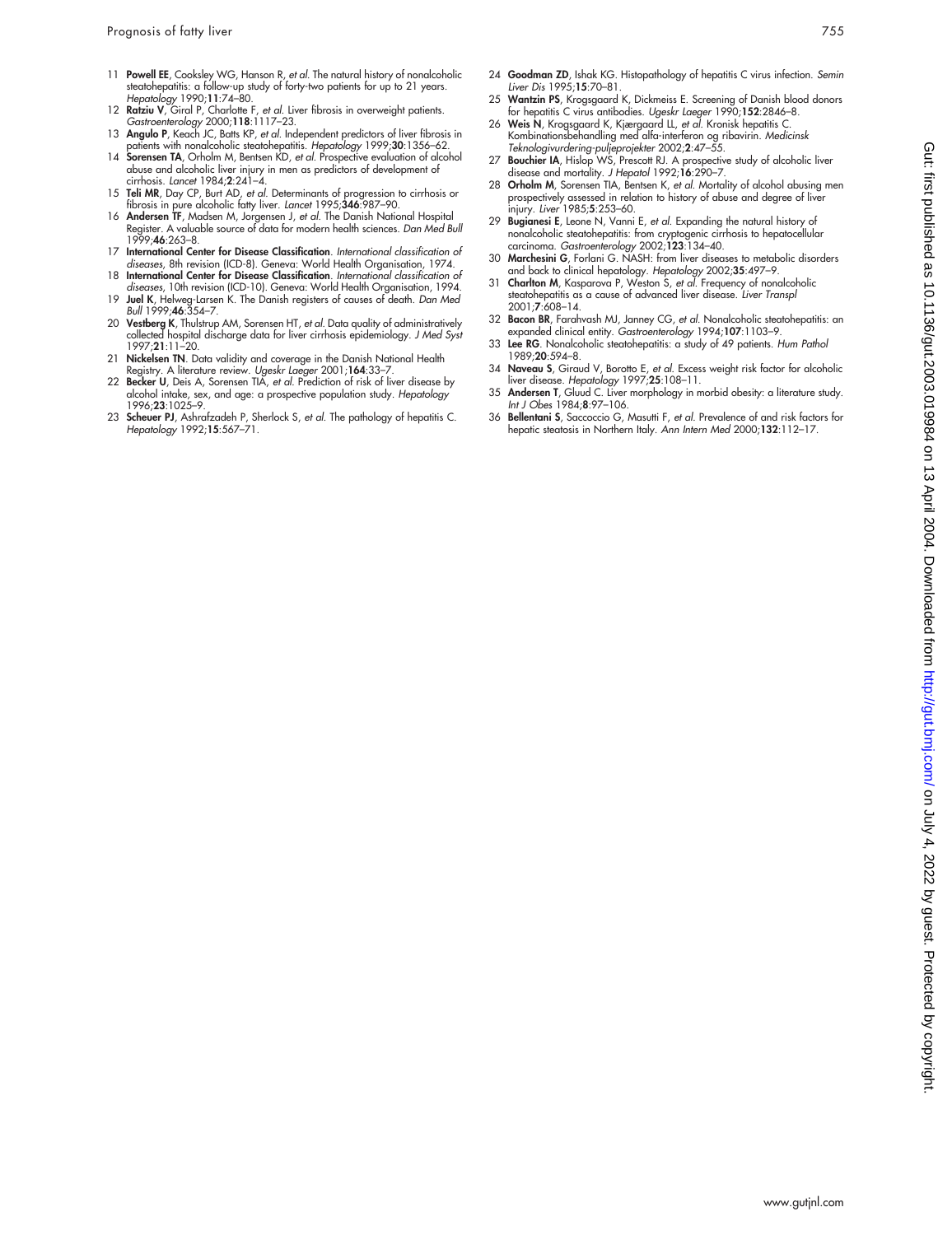11 **Powell EE**, Cooksley WG, Hanson R, *et al*. The natural history of nonalcoholic steatohepatitis: a follow-up study of forty-two patients for up to 21 years. *Hepatology* 1990;**11**:74–80.

12 **Ratziu V**, Giral P, Charlotte F, *et al*. Liver fibrosis in overweight patients. *Gastroenterology* 2000;**118**:1117–23.

13 **Angulo P**, Keach JC, Batts KP, *et al*. Independent predictors of liver fibrosis in patients with nonalcoholic steatohepatitis. *Hepatology* 1999;**30**:1356–62.

14 **Sorensen TA**, Orholm M, Bentsen KD, *et al*. Prospective evaluation of alcohol abuse and alcoholic liver injury in men as predictors of development of cirrhosis. *Lancet* 1984;**2**:241–4.

15 **Teli MR**, Day CP, Burt AD, *et al*. Determinants of progression to cirrhosis or fibrosis in pure alcoholic fatty liver. *Lancet* 1995;**346**:987–90.

16 **Andersen TF**, Madsen M, Jorgensen J, *et al*. The Danish National Hospital Register. A valuable source of data for modern health sciences. *Dan Med Bull* 1999;**46**:263–8.

17 **International Center for Disease Classification**. *International classification of diseases*, 8th revision (ICD-8). Geneva: World Health Organisation, 1974.

18 **International Center for Disease Classification**. *International classification of diseases*, 10th revision (ICD-10). Geneva: World Health Organisation, 1994.

19 **Juel K**, Helweg-Larsen K. The Danish registers of causes of death. *Dan Med Bull* 1999;**46**:354–7.

20 **Vestberg K**, Thulstrup AM, Sorensen HT, *et al*. Data quality of administratively collected hospital discharge data for liver cirrhosis epidemiology. *J Med Syst* 1997;**21**:11–20.

21 **Nickelsen TN**. Data validity and coverage in the Danish National Health Registry. A literature review. *Ugeskr Laeger* 2001;**164**:33–7.

22 **Becker U**, Deis A, Sorensen TIA, *et al*. Prediction of risk of liver disease by alcohol intake, sex, and age: a prospective population study. *Hepatology* 1996;**23**:1025–9.

23 **Scheuer PJ**, Ashrafzadeh P, Sherlock S, *et al*. The pathology of hepatitis C. *Hepatology* 1992;**15**:567–71.

24 **Goodman ZD**, Ishak KG. Histopathology of hepatitis C virus infection. *Semin Liver Dis* 1995;**15**:70–81.

25 **Wantzin PS**, Krogsgaard K, Dickmeiss E. Screening of Danish blood donors for hepatitis C virus antibodies. *Ugeskr Laeger* 1990;**152**:2846–8.

26 **Weis N**, Krogsgaard K, Kjærgaard LL, *et al*. Kronisk hepatitis C. Kombinationsbehandling med alfa-interferon og ribavirin. *Medicinsk Teknologivurdering-puljeprojekter* 2002;**2**:47–55.

27 **Bouchier IA**, Hislop WS, Prescott RJ. A prospective study of alcoholic liver disease and mortality. *J Hepatol* 1992;**16**:290–7.

28 **Orholm M**, Sorensen TIA, Bentsen K, *et al*. Mortality of alcohol abusing men prospectively assessed in relation to history of abuse and degree of liver injury. *Liver* 1985;**5**:253–60.

29 **Bugianesi E**, Leone N, Vanni E, *et al*. Expanding the natural history of nonalcoholic steatohepatitis: from cryptogenic cirrhosis to hepatocellular carcinoma. *Gastroenterology* 2002;**123**:134–40.

30 **Marchesini G**, Forlani G. NASH: from liver diseases to metabolic disorders and back to clinical hepatology. *Hepatology* 2002;**35**:497–9.

31 **Charlton M**, Kasparova P, Weston S, *et al*. Frequency of nonalcoholic steatohepatitis as a cause of advanced liver disease. *Liver Transpl* 2001;**7**:608–14.

32 **Bacon BR**, Farahvash MJ, Janney CG, *et al*. Nonalcoholic steatohepatitis: an expanded clinical entity. *Gastroenterology* 1994;**107**:1103–9.

33 **Lee RG**. Nonalcoholic steatohepatitis: a study of 49 patients. *Hum Pathol* 1989;**20**:594–8.

34 **Naveau S**, Giraud V, Borotto E, *et al*. Excess weight risk factor for alcoholic liver disease. *Hepatology* 1997;**25**:108–11.

35 **Andersen T**, Gluud C. Liver morphology in morbid obesity: a literature study. *Int J Obes* 1984;**8**:97–106.

36 **Bellentani S**, Saccoccio G, Masutti F, *et al*. Prevalence of and risk factors for hepatic steatosis in Northern Italy. *Ann Intern Med* 2000;**132**:112–17.